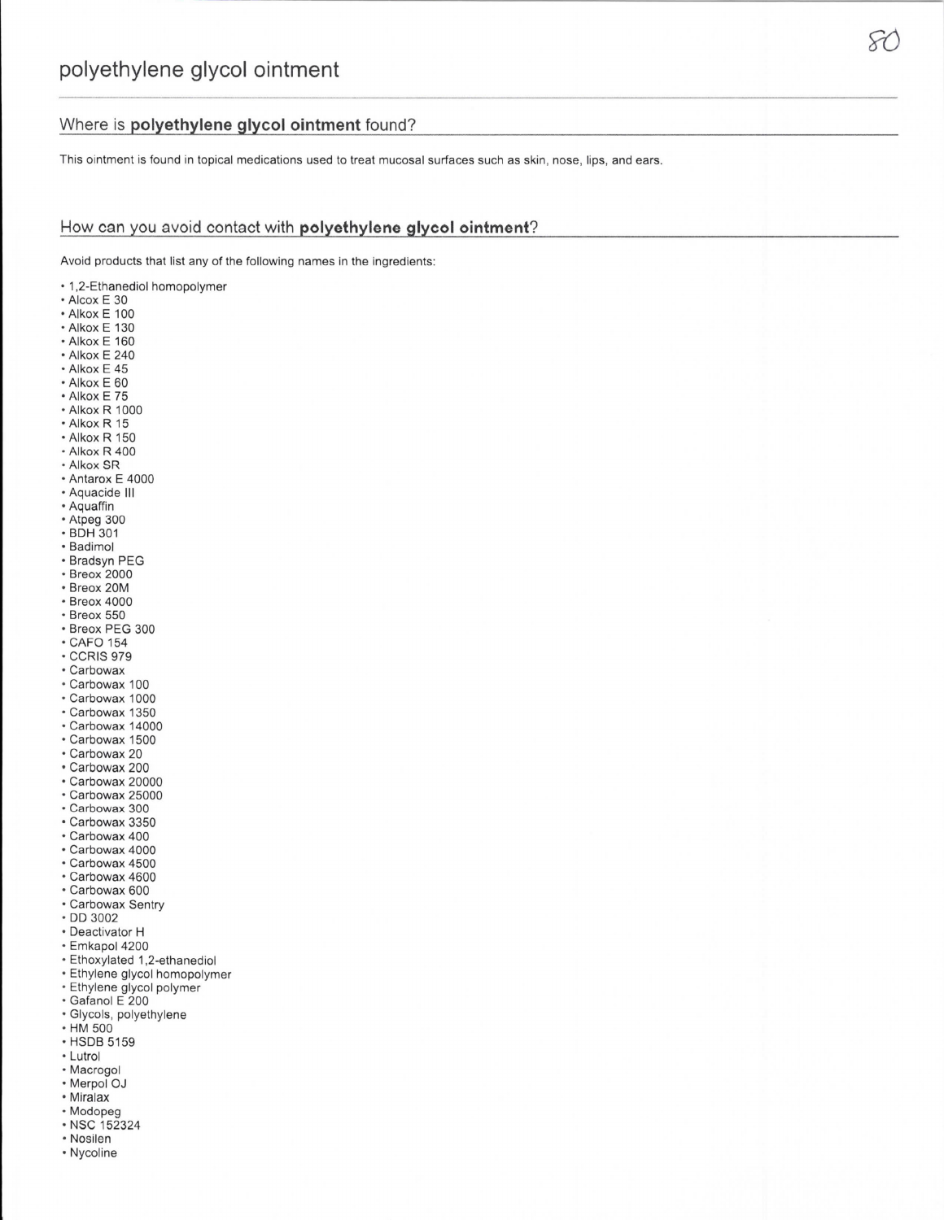# polyethylene glycol ointment

## Where is **polyethylene glycol ointment** found?

This ointment is found in topical medications used to treat mucosal surfaces such as skin, nose, lips, and ears.

## How can you avoid contact with **polyethylene glycol ointment**?

Avoid products that list any of the following names in the ingredients:

- 1,2-Ethanediol homopolymer
- Alcox E 30
- Alkox E 100
- Alkox E 130
- Alkox E 160
- Alkox E 240
- Alkox E 45
- Alkox E 60
- Alkox E 75
- Alkox R 1000
- Alkox R 15
- Alkox R 150
- Alkox R 400
- Alkox SR
- Antarox E 4000
- Aquacide III
- Aquaffin
- Atpeg 300
- BDH 301
- Badimol
- Bradsyn PEG
- Breox 2000
- Breox 20M
- Breox 4000
- Breox 550
- Breox PEG 300
- CAFO 154
- CCRIS 979
- Carbowax
- Carbowax 100
- Carbowax 1000
- Carbowax 1350
- Carbowax 14000
- Carbowax 1500
- Carbowax 20
- Carbowax 200
- Carbowax 20000
- Carbowax 25000
- Carbowax 300
- Carbowax 3350
- Carbowax 400
- Carbowax 4000
- Carbowax 4500
- Carbowax 4600
- Carbowax 600
- Carbowax Sentry
- DD 3002
- Deactivator H
- Emkapol 4200
- Ethoxylated 1,2-ethanediol
- Ethylene glycol homopolymer
- Ethylene glycol polymer
- Gafanol E 200
- Glycols, polyethylene
- HM 500
- HSDB 5159
- Lutrol
- Macrogol
- Merpol OJ
- Miralax
- Modopeg
- NSC 152324
- Nosilen
- Nycoline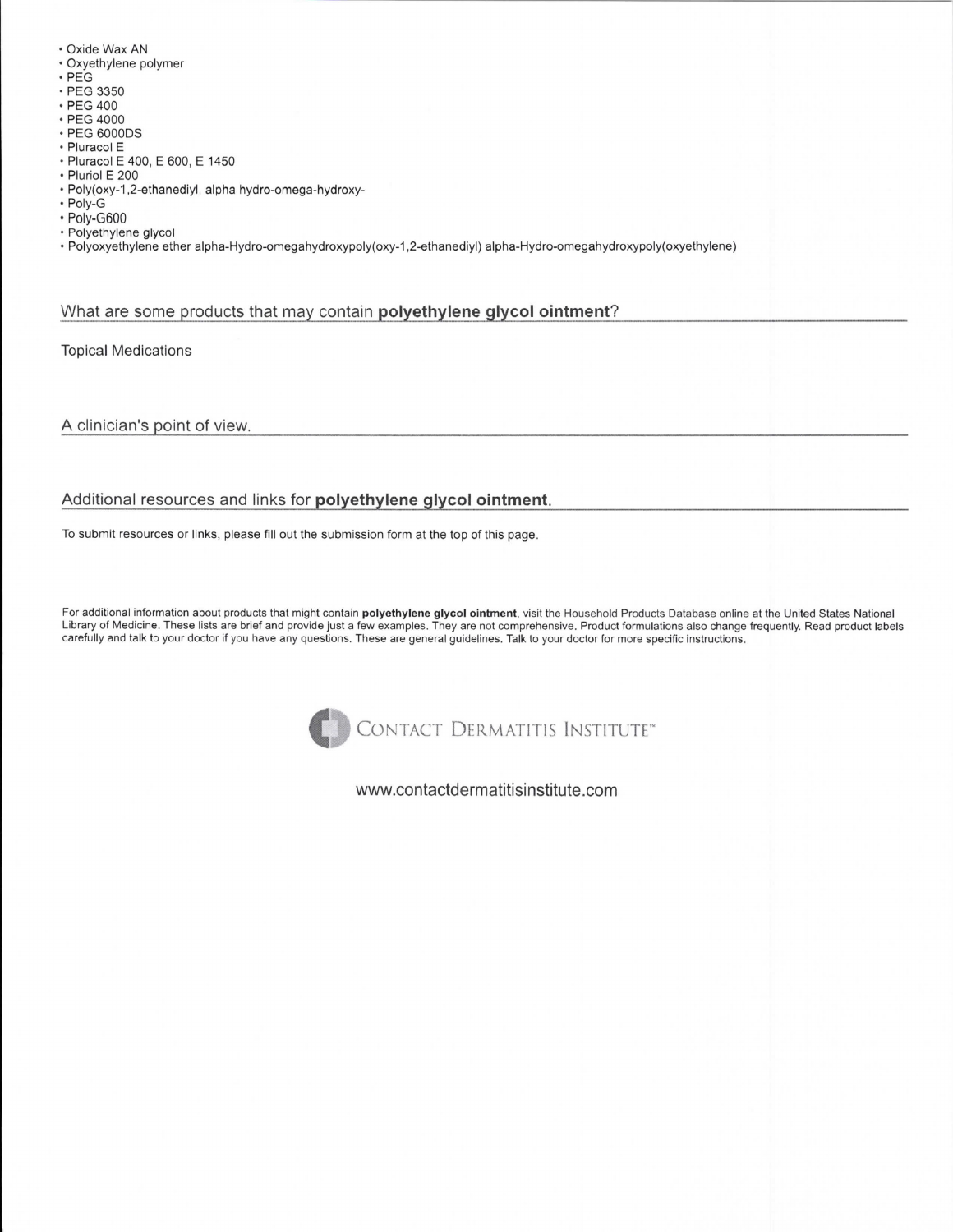- Oxide Wax AN
- Oxyethylene polymer
- PEG
- PEG 3350
- PEG 400
- PEG 4000
- PEG 6000DS
- Pluracol E
- Pluracol E 400, E 600, E 1450
- Pluriol E 200
- Poly(oxy-1,2-ethanediyl, alpha hydro-omega-hydroxy-
- Poly-G
- Poly-G600
- Polyethylene glycol
- Polyoxyethylene ether alpha-Hydro-omegahydroxypoly(oxy-1,2-ethanediyl) alpha-Hydro-omegahydroxypoly(oxyethylene)

## What are some products that may contain **polyethylene glycol ointment**?

Topical Medications

## A clinician's point of view.

## Additional resources and links for **polyethylene glycol ointment**.

To submit resources or links, please fill out the submission form at the top of this page.

For additional information about products that might contain **polyethylene glycol ointment**, visit the Household Products Database online at the United States National Library of Medicine. These lists are brief and provide just a few examples. They are not comprehensive. Product formulations also change frequently. Read product labels carefully and talk to your doctor if you have any questions. These are general guidelines. Talk to your doctor for more specific instructions.

CONTACT DERMATITIS INSTITUTE™

www.contactdermatitisinstitute.com